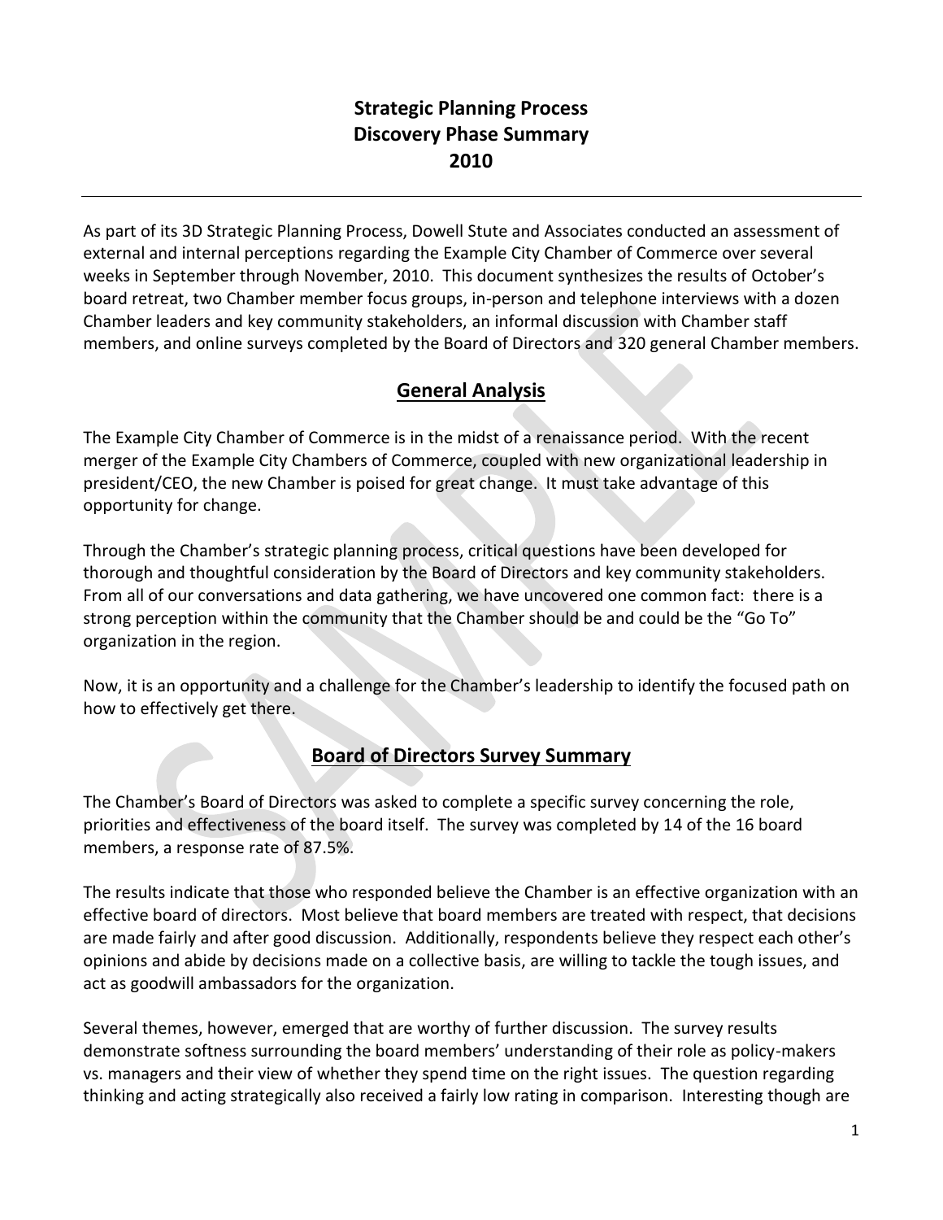# Strategic Planning Process
# Discovery Phase Summary
# 2010

---

As part of its 3D Strategic Planning Process, Dowell Stute and Associates conducted an assessment of external and internal perceptions regarding the Example City Chamber of Commerce over several weeks in September through November, 2010. This document synthesizes the results of October's board retreat, two Chamber member focus groups, in-person and telephone interviews with a dozen Chamber leaders and key community stakeholders, an informal discussion with Chamber staff members, and online surveys completed by the Board of Directors and 320 general Chamber members.

## General Analysis

The Example City Chamber of Commerce is in the midst of a renaissance period. With the recent merger of the Example City Chambers of Commerce, coupled with new organizational leadership in president/CEO, the new Chamber is poised for great change. It must take advantage of this opportunity for change.

Through the Chamber's strategic planning process, critical questions have been developed for thorough and thoughtful consideration by the Board of Directors and key community stakeholders. From all of our conversations and data gathering, we have uncovered one common fact: there is a strong perception within the community that the Chamber should be and could be the "Go To" organization in the region.

Now, it is an opportunity and a challenge for the Chamber's leadership to identify the focused path on how to effectively get there.

## Board of Directors Survey Summary

The Chamber's Board of Directors was asked to complete a specific survey concerning the role, priorities and effectiveness of the board itself. The survey was completed by 14 of the 16 board members, a response rate of 87.5%.

The results indicate that those who responded believe the Chamber is an effective organization with an effective board of directors. Most believe that board members are treated with respect, that decisions are made fairly and after good discussion. Additionally, respondents believe they respect each other's opinions and abide by decisions made on a collective basis, are willing to tackle the tough issues, and act as goodwill ambassadors for the organization.

Several themes, however, emerged that are worthy of further discussion. The survey results demonstrate softness surrounding the board members' understanding of their role as policy-makers vs. managers and their view of whether they spend time on the right issues. The question regarding thinking and acting strategically also received a fairly low rating in comparison. Interesting though are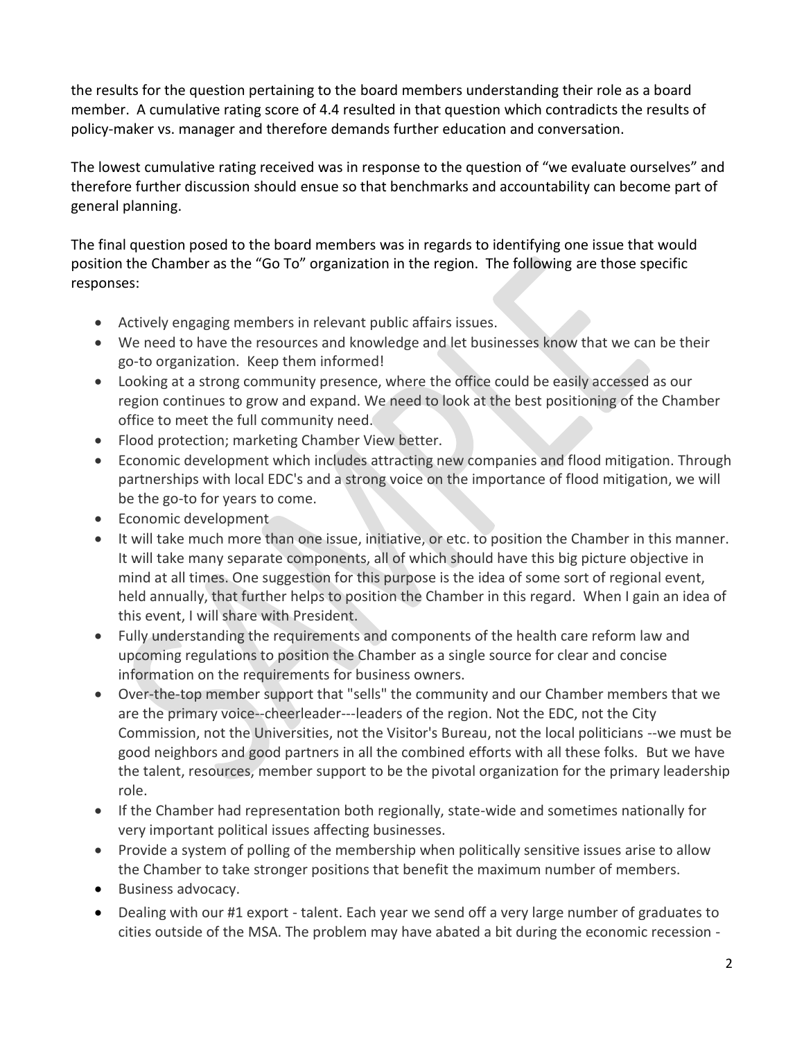the results for the question pertaining to the board members understanding their role as a board member. A cumulative rating score of 4.4 resulted in that question which contradicts the results of policy-maker vs. manager and therefore demands further education and conversation.

The lowest cumulative rating received was in response to the question of "we evaluate ourselves" and therefore further discussion should ensue so that benchmarks and accountability can become part of general planning.

The final question posed to the board members was in regards to identifying one issue that would position the Chamber as the "Go To" organization in the region. The following are those specific responses:

- Actively engaging members in relevant public affairs issues.
- We need to have the resources and knowledge and let businesses know that we can be their go-to organization. Keep them informed!
- Looking at a strong community presence, where the office could be easily accessed as our region continues to grow and expand. We need to look at the best positioning of the Chamber office to meet the full community need.
- Flood protection; marketing Chamber View better.
- Economic development which includes attracting new companies and flood mitigation. Through partnerships with local EDC's and a strong voice on the importance of flood mitigation, we will be the go-to for years to come.
- Economic development
- It will take much more than one issue, initiative, or etc. to position the Chamber in this manner. It will take many separate components, all of which should have this big picture objective in mind at all times. One suggestion for this purpose is the idea of some sort of regional event, held annually, that further helps to position the Chamber in this regard. When I gain an idea of this event, I will share with President.
- Fully understanding the requirements and components of the health care reform law and upcoming regulations to position the Chamber as a single source for clear and concise information on the requirements for business owners.
- Over-the-top member support that "sells" the community and our Chamber members that we are the primary voice--cheerleader---leaders of the region. Not the EDC, not the City Commission, not the Universities, not the Visitor's Bureau, not the local politicians --we must be good neighbors and good partners in all the combined efforts with all these folks. But we have the talent, resources, member support to be the pivotal organization for the primary leadership role.
- If the Chamber had representation both regionally, state-wide and sometimes nationally for very important political issues affecting businesses.
- Provide a system of polling of the membership when politically sensitive issues arise to allow the Chamber to take stronger positions that benefit the maximum number of members.
- Business advocacy.
- Dealing with our #1 export - talent. Each year we send off a very large number of graduates to cities outside of the MSA. The problem may have abated a bit during the economic recession -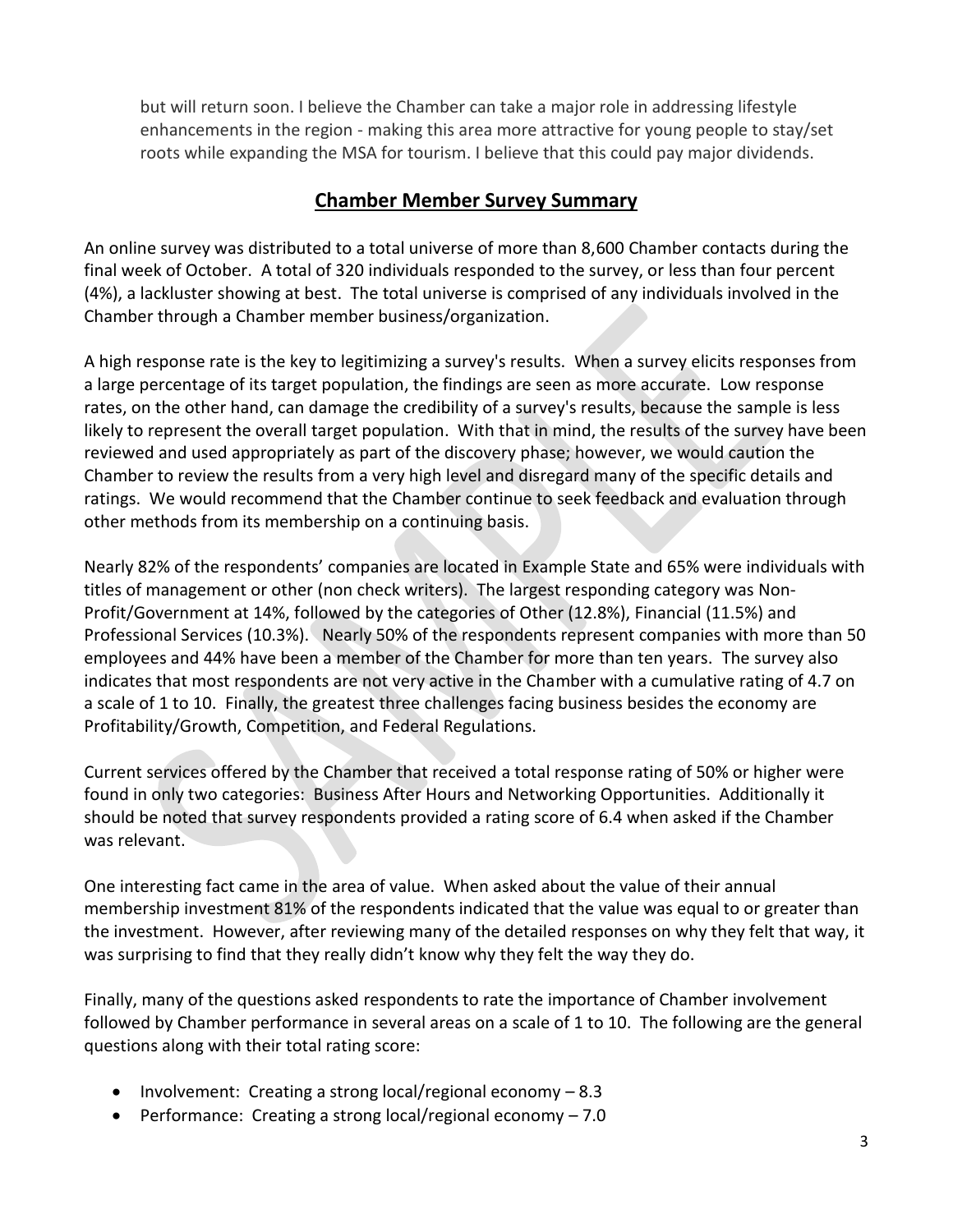but will return soon. I believe the Chamber can take a major role in addressing lifestyle enhancements in the region - making this area more attractive for young people to stay/set roots while expanding the MSA for tourism. I believe that this could pay major dividends.

## **Chamber Member Survey Summary**

An online survey was distributed to a total universe of more than 8,600 Chamber contacts during the final week of October. A total of 320 individuals responded to the survey, or less than four percent (4%), a lackluster showing at best. The total universe is comprised of any individuals involved in the Chamber through a Chamber member business/organization.

A high response rate is the key to legitimizing a survey's results. When a survey elicits responses from a large percentage of its target population, the findings are seen as more accurate. Low response rates, on the other hand, can damage the credibility of a survey's results, because the sample is less likely to represent the overall target population. With that in mind, the results of the survey have been reviewed and used appropriately as part of the discovery phase; however, we would caution the Chamber to review the results from a very high level and disregard many of the specific details and ratings. We would recommend that the Chamber continue to seek feedback and evaluation through other methods from its membership on a continuing basis.

Nearly 82% of the respondents' companies are located in Example State and 65% were individuals with titles of management or other (non check writers). The largest responding category was Non-Profit/Government at 14%, followed by the categories of Other (12.8%), Financial (11.5%) and Professional Services (10.3%). Nearly 50% of the respondents represent companies with more than 50 employees and 44% have been a member of the Chamber for more than ten years. The survey also indicates that most respondents are not very active in the Chamber with a cumulative rating of 4.7 on a scale of 1 to 10. Finally, the greatest three challenges facing business besides the economy are Profitability/Growth, Competition, and Federal Regulations.

Current services offered by the Chamber that received a total response rating of 50% or higher were found in only two categories: Business After Hours and Networking Opportunities. Additionally it should be noted that survey respondents provided a rating score of 6.4 when asked if the Chamber was relevant.

One interesting fact came in the area of value. When asked about the value of their annual membership investment 81% of the respondents indicated that the value was equal to or greater than the investment. However, after reviewing many of the detailed responses on why they felt that way, it was surprising to find that they really didn't know why they felt the way they do.

Finally, many of the questions asked respondents to rate the importance of Chamber involvement followed by Chamber performance in several areas on a scale of 1 to 10. The following are the general questions along with their total rating score:

- Involvement: Creating a strong local/regional economy – 8.3
- Performance: Creating a strong local/regional economy – 7.0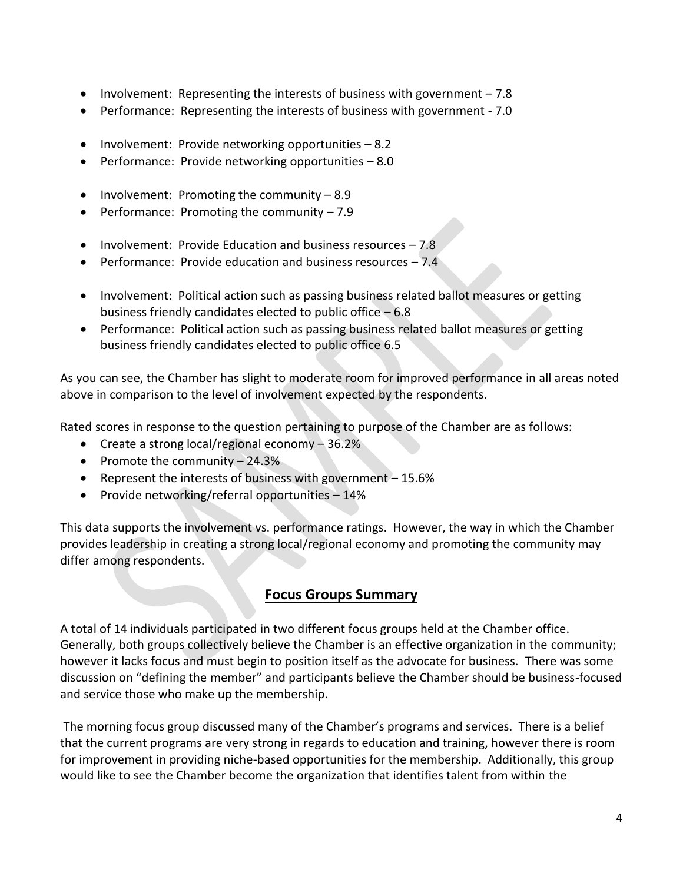- Involvement: Representing the interests of business with government – 7.8
- Performance: Representing the interests of business with government - 7.0

- Involvement: Provide networking opportunities – 8.2
- Performance: Provide networking opportunities – 8.0

- Involvement: Promoting the community – 8.9
- Performance: Promoting the community – 7.9

- Involvement: Provide Education and business resources – 7.8
- Performance: Provide education and business resources – 7.4

- Involvement: Political action such as passing business related ballot measures or getting business friendly candidates elected to public office – 6.8
- Performance: Political action such as passing business related ballot measures or getting business friendly candidates elected to public office 6.5

As you can see, the Chamber has slight to moderate room for improved performance in all areas noted above in comparison to the level of involvement expected by the respondents.

Rated scores in response to the question pertaining to purpose of the Chamber are as follows:

- Create a strong local/regional economy – 36.2%
- Promote the community – 24.3%
- Represent the interests of business with government – 15.6%
- Provide networking/referral opportunities – 14%

This data supports the involvement vs. performance ratings. However, the way in which the Chamber provides leadership in creating a strong local/regional economy and promoting the community may differ among respondents.

## Focus Groups Summary

A total of 14 individuals participated in two different focus groups held at the Chamber office. Generally, both groups collectively believe the Chamber is an effective organization in the community; however it lacks focus and must begin to position itself as the advocate for business. There was some discussion on "defining the member" and participants believe the Chamber should be business-focused and service those who make up the membership.

The morning focus group discussed many of the Chamber's programs and services. There is a belief that the current programs are very strong in regards to education and training, however there is room for improvement in providing niche-based opportunities for the membership. Additionally, this group would like to see the Chamber become the organization that identifies talent from within the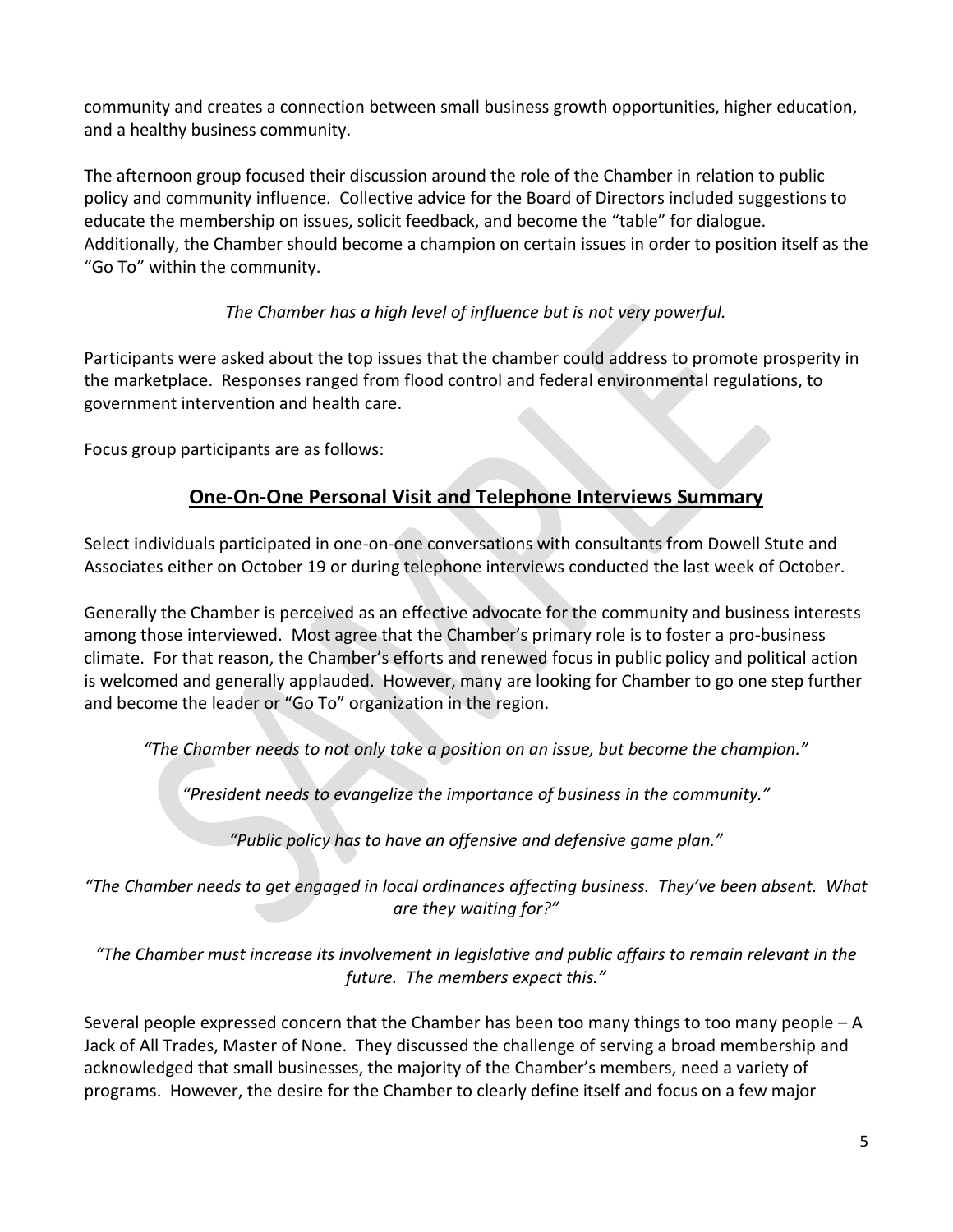community and creates a connection between small business growth opportunities, higher education, and a healthy business community.

The afternoon group focused their discussion around the role of the Chamber in relation to public policy and community influence. Collective advice for the Board of Directors included suggestions to educate the membership on issues, solicit feedback, and become the "table" for dialogue. Additionally, the Chamber should become a champion on certain issues in order to position itself as the "Go To" within the community.

*The Chamber has a high level of influence but is not very powerful.*

Participants were asked about the top issues that the chamber could address to promote prosperity in the marketplace. Responses ranged from flood control and federal environmental regulations, to government intervention and health care.

Focus group participants are as follows:

## One-On-One Personal Visit and Telephone Interviews Summary

Select individuals participated in one-on-one conversations with consultants from Dowell Stute and Associates either on October 19 or during telephone interviews conducted the last week of October.

Generally the Chamber is perceived as an effective advocate for the community and business interests among those interviewed. Most agree that the Chamber's primary role is to foster a pro-business climate. For that reason, the Chamber's efforts and renewed focus in public policy and political action is welcomed and generally applauded. However, many are looking for Chamber to go one step further and become the leader or "Go To" organization in the region.

*"The Chamber needs to not only take a position on an issue, but become the champion."*

*"President needs to evangelize the importance of business in the community."*

*"Public policy has to have an offensive and defensive game plan."*

*"The Chamber needs to get engaged in local ordinances affecting business. They've been absent. What are they waiting for?"*

*"The Chamber must increase its involvement in legislative and public affairs to remain relevant in the future. The members expect this."*

Several people expressed concern that the Chamber has been too many things to too many people – A Jack of All Trades, Master of None. They discussed the challenge of serving a broad membership and acknowledged that small businesses, the majority of the Chamber's members, need a variety of programs. However, the desire for the Chamber to clearly define itself and focus on a few major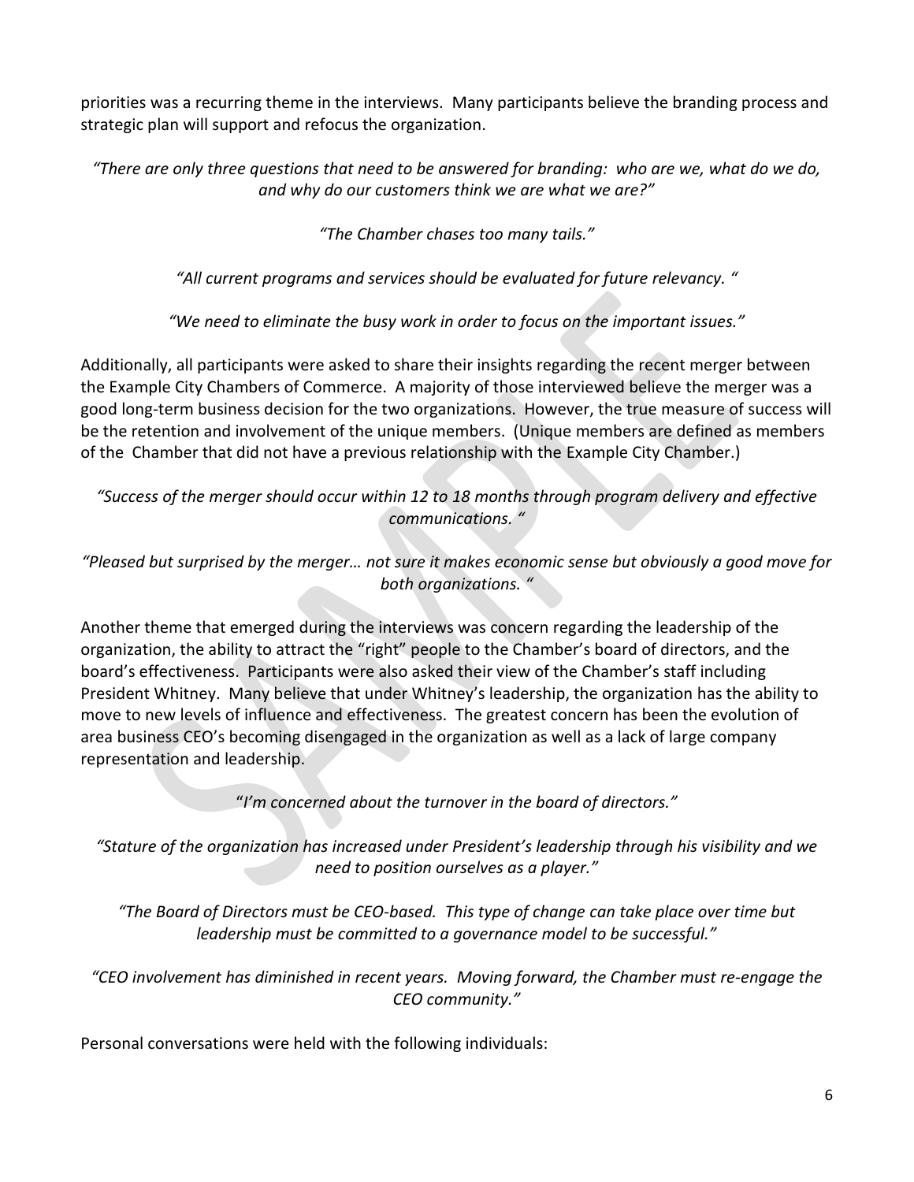priorities was a recurring theme in the interviews. Many participants believe the branding process and strategic plan will support and refocus the organization.

*"There are only three questions that need to be answered for branding: who are we, what do we do, and why do our customers think we are what we are?"*

*"The Chamber chases too many tails."*

*"All current programs and services should be evaluated for future relevancy. "*

*"We need to eliminate the busy work in order to focus on the important issues."*

Additionally, all participants were asked to share their insights regarding the recent merger between the Example City Chambers of Commerce. A majority of those interviewed believe the merger was a good long-term business decision for the two organizations. However, the true measure of success will be the retention and involvement of the unique members. (Unique members are defined as members of the Chamber that did not have a previous relationship with the Example City Chamber.)

*"Success of the merger should occur within 12 to 18 months through program delivery and effective communications. "*

*"Pleased but surprised by the merger… not sure it makes economic sense but obviously a good move for both organizations. "*

Another theme that emerged during the interviews was concern regarding the leadership of the organization, the ability to attract the "right" people to the Chamber's board of directors, and the board's effectiveness. Participants were also asked their view of the Chamber's staff including President Whitney. Many believe that under Whitney's leadership, the organization has the ability to move to new levels of influence and effectiveness. The greatest concern has been the evolution of area business CEO's becoming disengaged in the organization as well as a lack of large company representation and leadership.

"*I'm concerned about the turnover in the board of directors."*

*"Stature of the organization has increased under President's leadership through his visibility and we need to position ourselves as a player."*

*"The Board of Directors must be CEO-based. This type of change can take place over time but leadership must be committed to a governance model to be successful."*

*"CEO involvement has diminished in recent years. Moving forward, the Chamber must re-engage the CEO community."*

Personal conversations were held with the following individuals: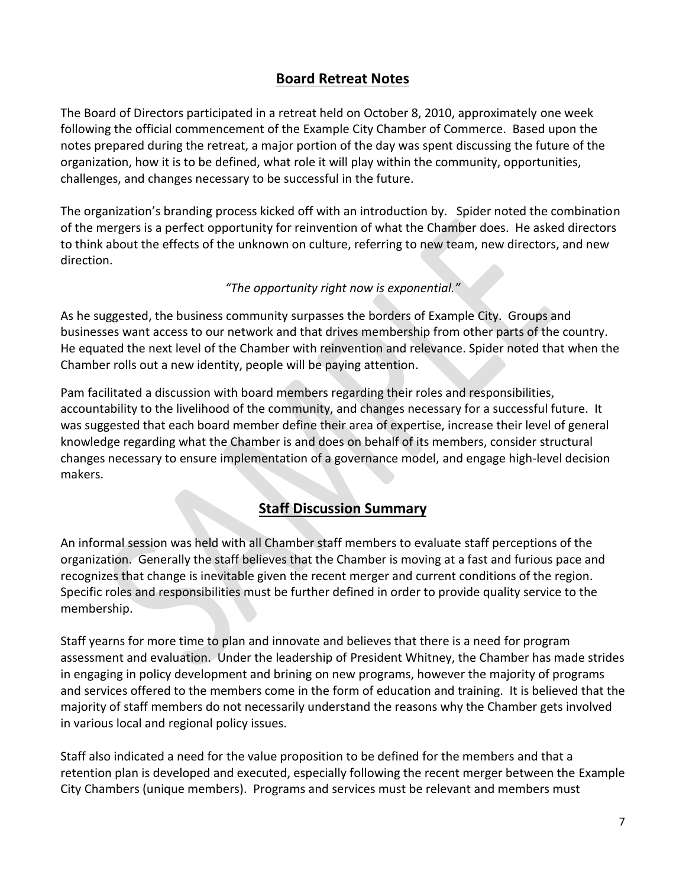## Board Retreat Notes

The Board of Directors participated in a retreat held on October 8, 2010, approximately one week following the official commencement of the Example City Chamber of Commerce. Based upon the notes prepared during the retreat, a major portion of the day was spent discussing the future of the organization, how it is to be defined, what role it will play within the community, opportunities, challenges, and changes necessary to be successful in the future.

The organization's branding process kicked off with an introduction by. Spider noted the combination of the mergers is a perfect opportunity for reinvention of what the Chamber does. He asked directors to think about the effects of the unknown on culture, referring to new team, new directors, and new direction.

*"The opportunity right now is exponential."*

As he suggested, the business community surpasses the borders of Example City. Groups and businesses want access to our network and that drives membership from other parts of the country. He equated the next level of the Chamber with reinvention and relevance. Spider noted that when the Chamber rolls out a new identity, people will be paying attention.

Pam facilitated a discussion with board members regarding their roles and responsibilities, accountability to the livelihood of the community, and changes necessary for a successful future. It was suggested that each board member define their area of expertise, increase their level of general knowledge regarding what the Chamber is and does on behalf of its members, consider structural changes necessary to ensure implementation of a governance model, and engage high-level decision makers.

## Staff Discussion Summary

An informal session was held with all Chamber staff members to evaluate staff perceptions of the organization. Generally the staff believes that the Chamber is moving at a fast and furious pace and recognizes that change is inevitable given the recent merger and current conditions of the region. Specific roles and responsibilities must be further defined in order to provide quality service to the membership.

Staff yearns for more time to plan and innovate and believes that there is a need for program assessment and evaluation. Under the leadership of President Whitney, the Chamber has made strides in engaging in policy development and brining on new programs, however the majority of programs and services offered to the members come in the form of education and training. It is believed that the majority of staff members do not necessarily understand the reasons why the Chamber gets involved in various local and regional policy issues.

Staff also indicated a need for the value proposition to be defined for the members and that a retention plan is developed and executed, especially following the recent merger between the Example City Chambers (unique members). Programs and services must be relevant and members must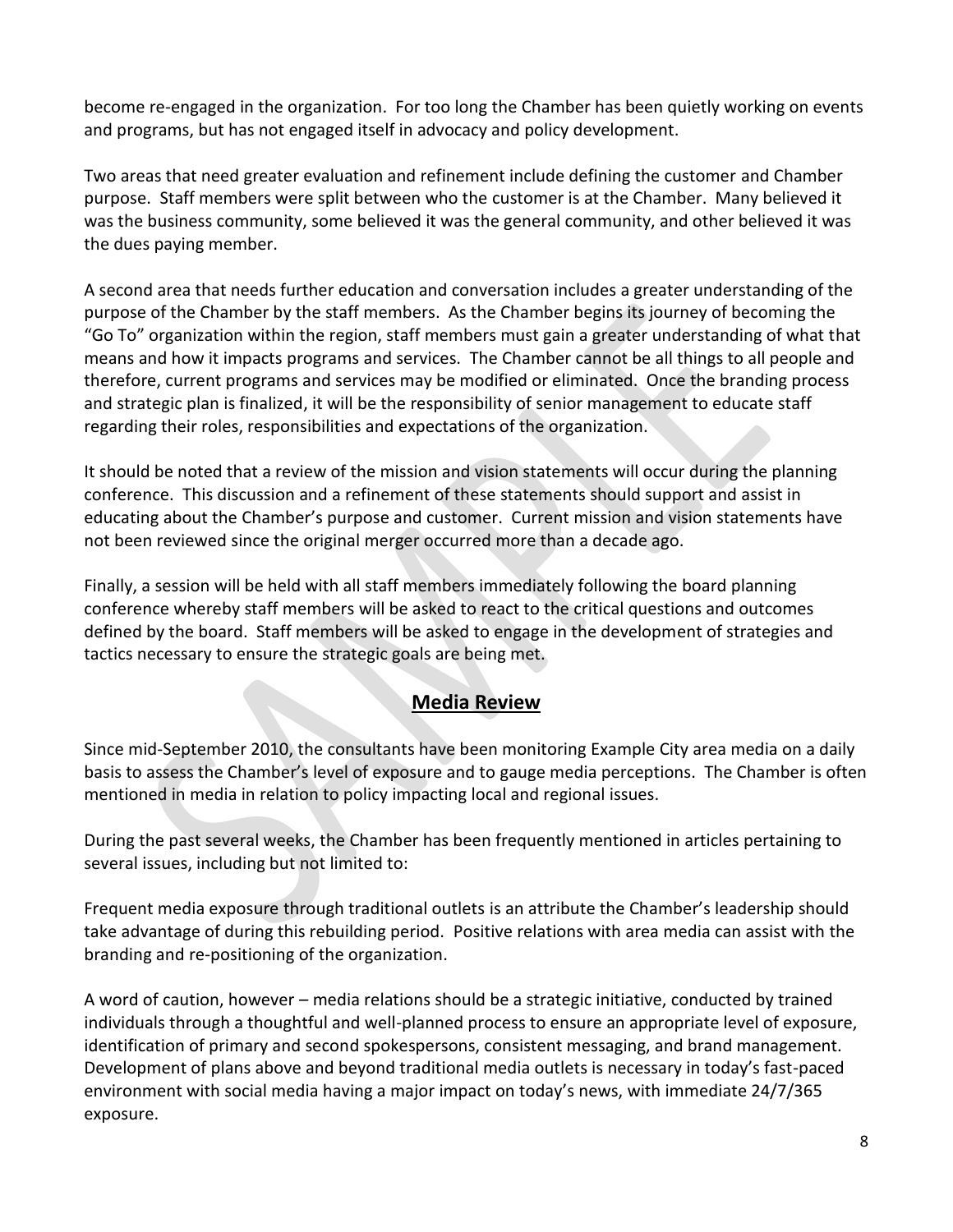become re-engaged in the organization. For too long the Chamber has been quietly working on events and programs, but has not engaged itself in advocacy and policy development.

Two areas that need greater evaluation and refinement include defining the customer and Chamber purpose. Staff members were split between who the customer is at the Chamber. Many believed it was the business community, some believed it was the general community, and other believed it was the dues paying member.

A second area that needs further education and conversation includes a greater understanding of the purpose of the Chamber by the staff members. As the Chamber begins its journey of becoming the "Go To" organization within the region, staff members must gain a greater understanding of what that means and how it impacts programs and services. The Chamber cannot be all things to all people and therefore, current programs and services may be modified or eliminated. Once the branding process and strategic plan is finalized, it will be the responsibility of senior management to educate staff regarding their roles, responsibilities and expectations of the organization.

It should be noted that a review of the mission and vision statements will occur during the planning conference. This discussion and a refinement of these statements should support and assist in educating about the Chamber's purpose and customer. Current mission and vision statements have not been reviewed since the original merger occurred more than a decade ago.

Finally, a session will be held with all staff members immediately following the board planning conference whereby staff members will be asked to react to the critical questions and outcomes defined by the board. Staff members will be asked to engage in the development of strategies and tactics necessary to ensure the strategic goals are being met.

## Media Review

Since mid-September 2010, the consultants have been monitoring Example City area media on a daily basis to assess the Chamber's level of exposure and to gauge media perceptions. The Chamber is often mentioned in media in relation to policy impacting local and regional issues.

During the past several weeks, the Chamber has been frequently mentioned in articles pertaining to several issues, including but not limited to:

Frequent media exposure through traditional outlets is an attribute the Chamber's leadership should take advantage of during this rebuilding period. Positive relations with area media can assist with the branding and re-positioning of the organization.

A word of caution, however – media relations should be a strategic initiative, conducted by trained individuals through a thoughtful and well-planned process to ensure an appropriate level of exposure, identification of primary and second spokespersons, consistent messaging, and brand management. Development of plans above and beyond traditional media outlets is necessary in today's fast-paced environment with social media having a major impact on today's news, with immediate 24/7/365 exposure.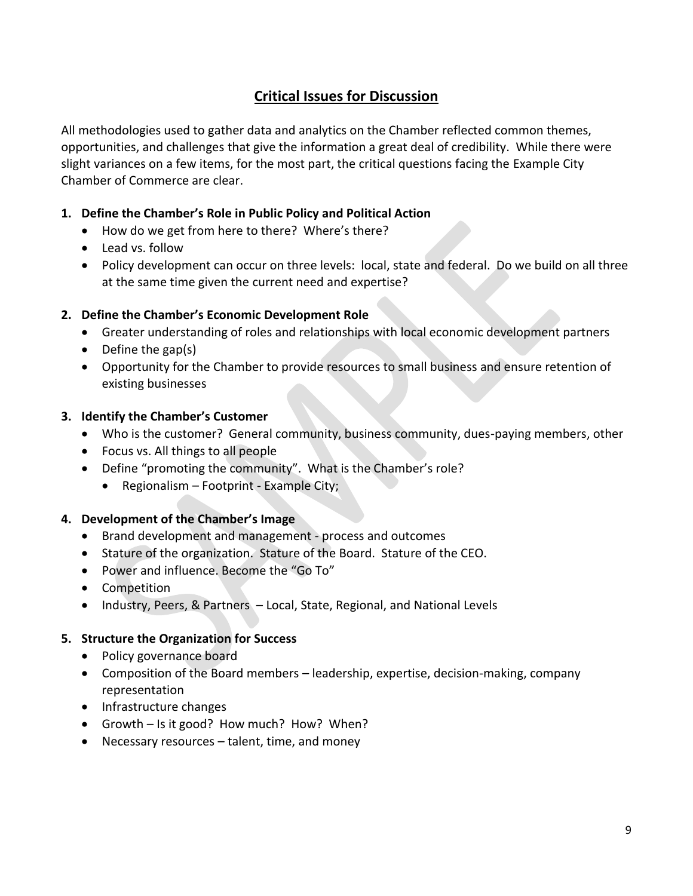## Critical Issues for Discussion

All methodologies used to gather data and analytics on the Chamber reflected common themes, opportunities, and challenges that give the information a great deal of credibility. While there were slight variances on a few items, for the most part, the critical questions facing the Example City Chamber of Commerce are clear.

1. **Define the Chamber's Role in Public Policy and Political Action**
   - How do we get from here to there? Where's there?
   - Lead vs. follow
   - Policy development can occur on three levels: local, state and federal. Do we build on all three at the same time given the current need and expertise?

2. **Define the Chamber's Economic Development Role**
   - Greater understanding of roles and relationships with local economic development partners
   - Define the gap(s)
   - Opportunity for the Chamber to provide resources to small business and ensure retention of existing businesses

3. **Identify the Chamber's Customer**
   - Who is the customer? General community, business community, dues-paying members, other
   - Focus vs. All things to all people
   - Define "promoting the community". What is the Chamber's role?
     - Regionalism – Footprint - Example City;

4. **Development of the Chamber's Image**
   - Brand development and management - process and outcomes
   - Stature of the organization. Stature of the Board. Stature of the CEO.
   - Power and influence. Become the "Go To"
   - Competition
   - Industry, Peers, & Partners – Local, State, Regional, and National Levels

5. **Structure the Organization for Success**
   - Policy governance board
   - Composition of the Board members – leadership, expertise, decision-making, company representation
   - Infrastructure changes
   - Growth – Is it good? How much? How? When?
   - Necessary resources – talent, time, and money